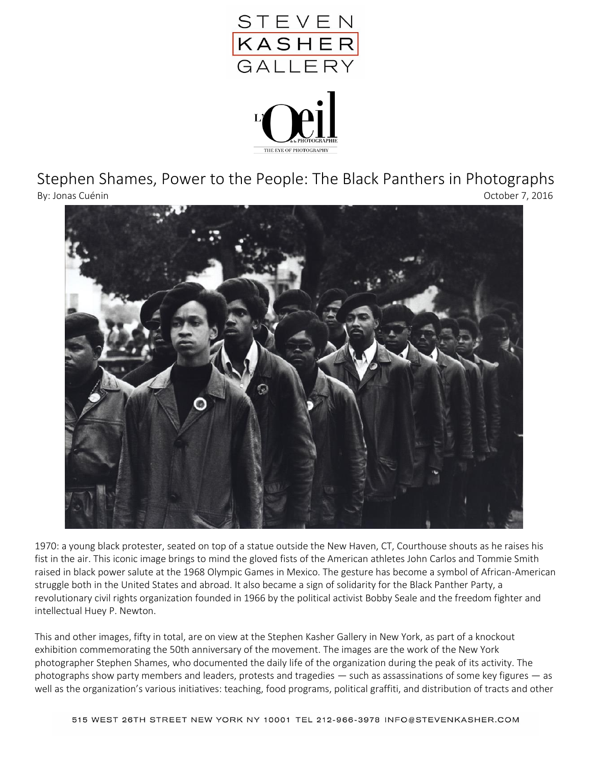STEVEN KASHER GALLERY

L'Oeil de la Photographie
THE EYE OF PHOTOGRAPHY

# Stephen Shames, Power to the People: The Black Panthers in Photographs

By: Jonas Cuénin

October 7, 2016

1970: a young black protester, seated on top of a statue outside the New Haven, CT, Courthouse shouts as he raises his fist in the air. This iconic image brings to mind the gloved fists of the American athletes John Carlos and Tommie Smith raised in black power salute at the 1968 Olympic Games in Mexico. The gesture has become a symbol of African-American struggle both in the United States and abroad. It also became a sign of solidarity for the Black Panther Party, a revolutionary civil rights organization founded in 1966 by the political activist Bobby Seale and the freedom fighter and intellectual Huey P. Newton.

This and other images, fifty in total, are on view at the Stephen Kasher Gallery in New York, as part of a knockout exhibition commemorating the 50th anniversary of the movement. The images are the work of the New York photographer Stephen Shames, who documented the daily life of the organization during the peak of its activity. The photographs show party members and leaders, protests and tragedies — such as assassinations of some key figures — as well as the organization's various initiatives: teaching, food programs, political graffiti, and distribution of tracts and other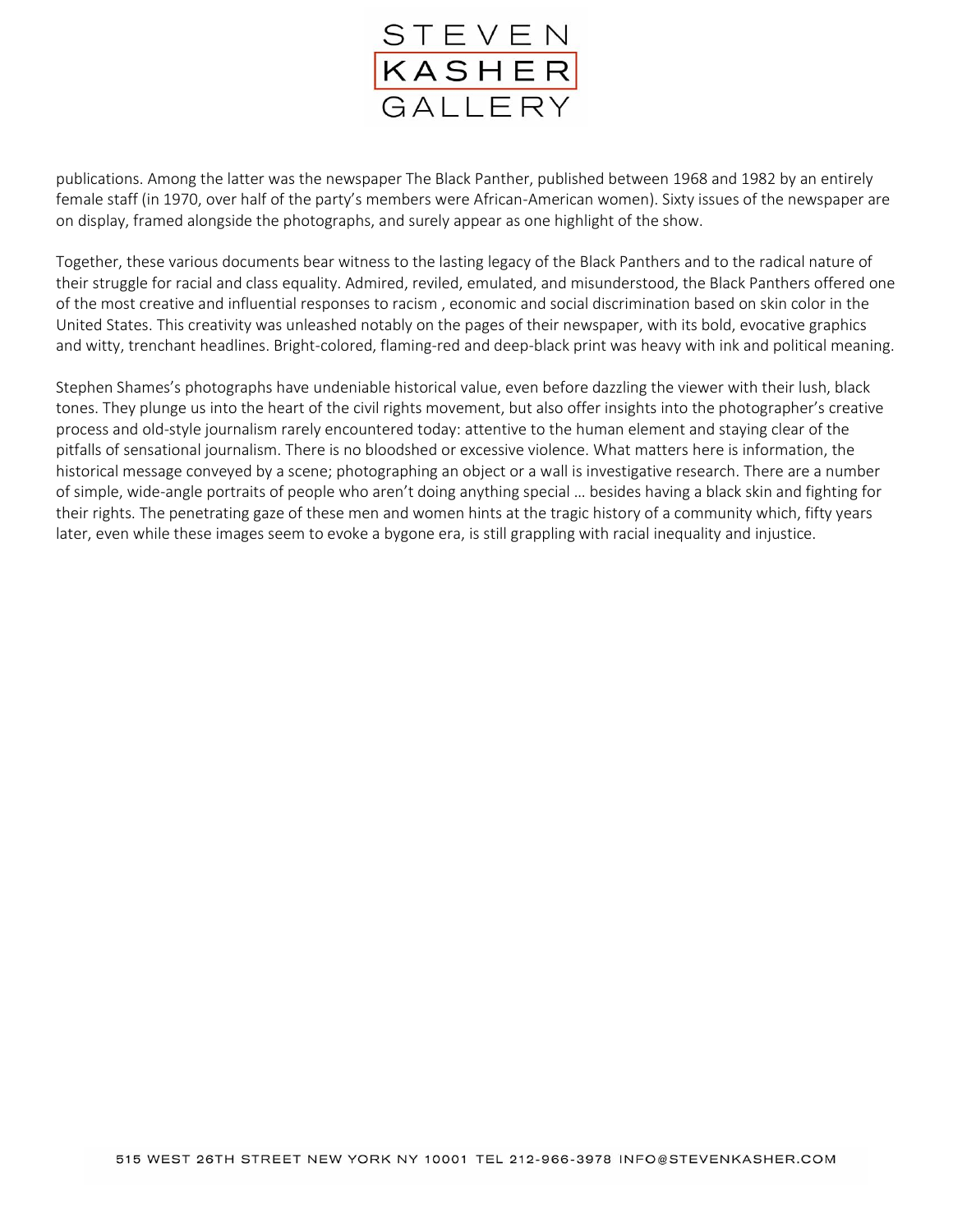publications. Among the latter was the newspaper The Black Panther, published between 1968 and 1982 by an entirely female staff (in 1970, over half of the party's members were African-American women). Sixty issues of the newspaper are on display, framed alongside the photographs, and surely appear as one highlight of the show.

Together, these various documents bear witness to the lasting legacy of the Black Panthers and to the radical nature of their struggle for racial and class equality. Admired, reviled, emulated, and misunderstood, the Black Panthers offered one of the most creative and influential responses to racism , economic and social discrimination based on skin color in the United States. This creativity was unleashed notably on the pages of their newspaper, with its bold, evocative graphics and witty, trenchant headlines. Bright-colored, flaming-red and deep-black print was heavy with ink and political meaning.

Stephen Shames's photographs have undeniable historical value, even before dazzling the viewer with their lush, black tones. They plunge us into the heart of the civil rights movement, but also offer insights into the photographer's creative process and old-style journalism rarely encountered today: attentive to the human element and staying clear of the pitfalls of sensational journalism. There is no bloodshed or excessive violence. What matters here is information, the historical message conveyed by a scene; photographing an object or a wall is investigative research. There are a number of simple, wide-angle portraits of people who aren't doing anything special … besides having a black skin and fighting for their rights. The penetrating gaze of these men and women hints at the tragic history of a community which, fifty years later, even while these images seem to evoke a bygone era, is still grappling with racial inequality and injustice.